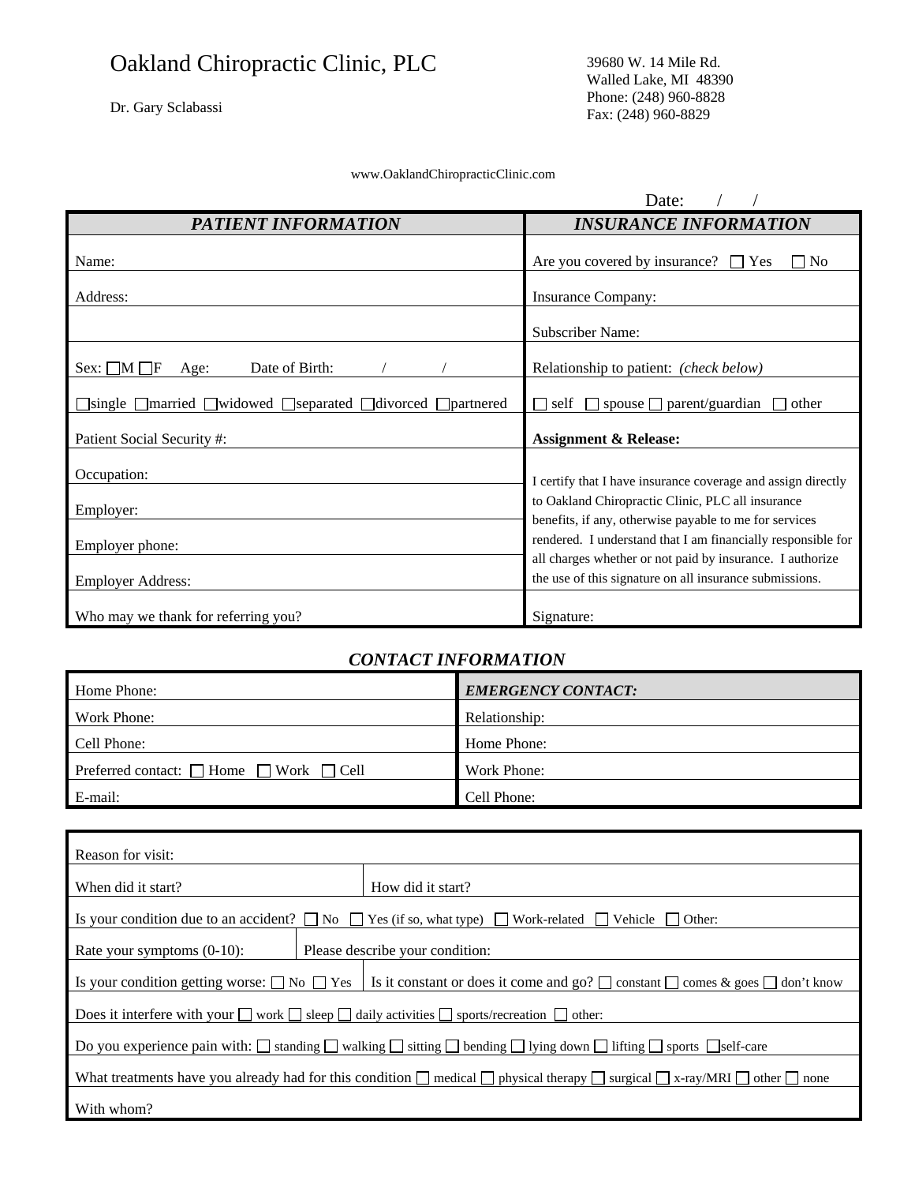# Oakland Chiropractic Clinic, PLC

Dr. Gary Sclabassi

39680 W. 14 Mile Rd.
Walled Lake, MI 48390
Phone: (248) 960-8828
Fax: (248) 960-8829

www.OaklandChiropracticClinic.com

Date: / /

| *PATIENT INFORMATION* | *INSURANCE INFORMATION* |
|---|---|
| Name: | Are you covered by insurance? ☐ Yes ☐ No |
| Address: | Insurance Company: |
| | Subscriber Name: |
| Sex: ☐M ☐F Age: Date of Birth: / / | Relationship to patient: *(check below)* |
| ☐single ☐married ☐widowed ☐separated ☐divorced ☐partnered | ☐ self ☐ spouse ☐ parent/guardian ☐ other |
| Patient Social Security #: | **Assignment & Release:** |
| Occupation: | I certify that I have insurance coverage and assign directly to Oakland Chiropractic Clinic, PLC all insurance benefits, if any, otherwise payable to me for services rendered. I understand that I am financially responsible for all charges whether or not paid by insurance. I authorize the use of this signature on all insurance submissions. |
| Employer: | |
| Employer phone: | |
| Employer Address: | |
| Who may we thank for referring you? | Signature: |

## *CONTACT INFORMATION*

| Home Phone: | ***EMERGENCY CONTACT:*** |
|---|---|
| Work Phone: | Relationship: |
| Cell Phone: | Home Phone: |
| Preferred contact: ☐ Home ☐ Work ☐ Cell | Work Phone: |
| E-mail: | Cell Phone: |

| | |
|---|---|
| Reason for visit: | |
| When did it start? | How did it start? |
| Is your condition due to an accident? ☐ No ☐ Yes (if so, what type) ☐ Work-related ☐ Vehicle ☐ Other: | |
| Rate your symptoms (0-10): | Please describe your condition: |
| Is your condition getting worse: ☐ No ☐ Yes | Is it constant or does it come and go? ☐ constant ☐ comes & goes ☐ don't know |
| Does it interfere with your ☐ work ☐ sleep ☐ daily activities ☐ sports/recreation ☐ other: | |
| Do you experience pain with: ☐ standing ☐ walking ☐ sitting ☐ bending ☐ lying down ☐ lifting ☐ sports ☐self-care | |
| What treatments have you already had for this condition ☐ medical ☐ physical therapy ☐ surgical ☐ x-ray/MRI ☐ other ☐ none | |
| With whom? | |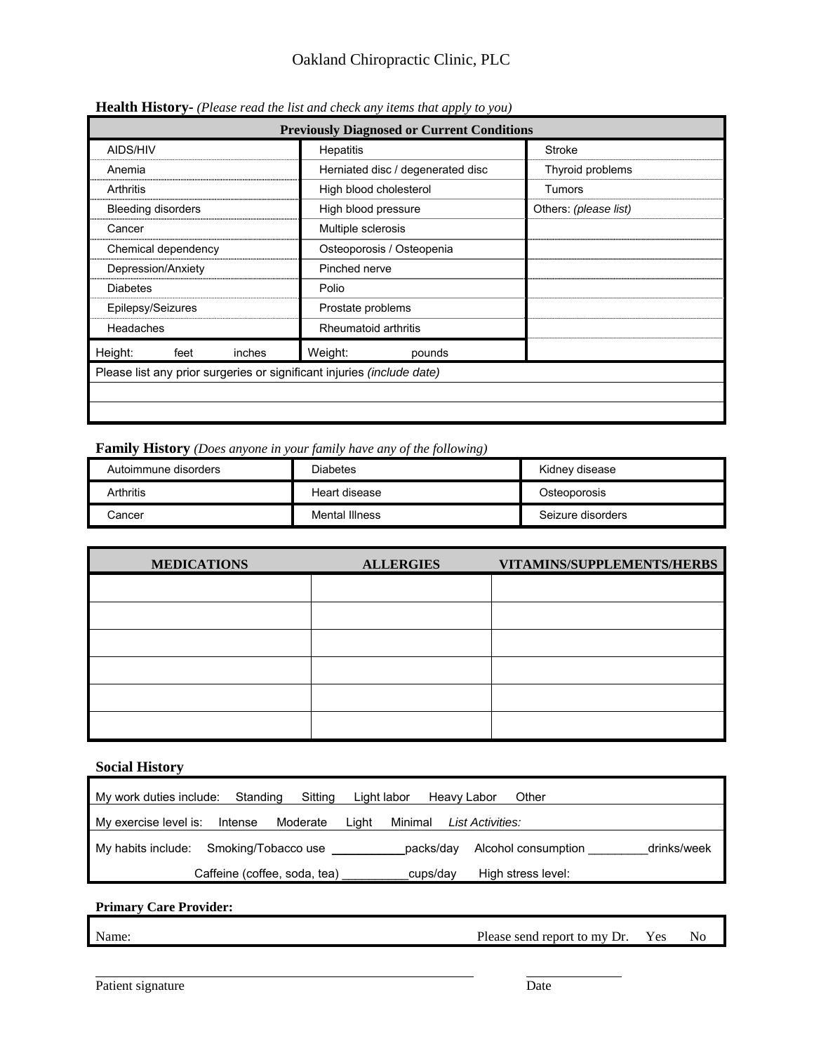Oakland Chiropractic Clinic, PLC

**Health History-** *(Please read the list and check any items that apply to you)*

| Previously Diagnosed or Current Conditions | | |
|---|---|---|
| AIDS/HIV | Hepatitis | Stroke |
| Anemia | Herniated disc / degenerated disc | Thyroid problems |
| Arthritis | High blood cholesterol | Tumors |
| Bleeding disorders | High blood pressure | Others: *(please list)* |
| Cancer | Multiple sclerosis | |
| Chemical dependency | Osteoporosis / Osteopenia | |
| Depression/Anxiety | Pinched nerve | |
| Diabetes | Polio | |
| Epilepsy/Seizures | Prostate problems | |
| Headaches | Rheumatoid arthritis | |
| Height: feet inches | Weight: pounds | |
| Please list any prior surgeries or significant injuries *(include date)* | | |
| | | |
| | | |

**Family History** *(Does anyone in your family have any of the following)*

| | | |
|---|---|---|
| Autoimmune disorders | Diabetes | Kidney disease |
| Arthritis | Heart disease | Osteoporosis |
| Cancer | Mental Illness | Seizure disorders |

| MEDICATIONS | ALLERGIES | VITAMINS/SUPPLEMENTS/HERBS |
|---|---|---|
| | | |
| | | |
| | | |
| | | |
| | | |
| | | |

**Social History**

| |
|---|
| My work duties include: Standing Sitting Light labor Heavy Labor Other |
| My exercise level is: Intense Moderate Light Minimal *List Activities:* |
| My habits include: Smoking/Tobacco use ___________packs/day Alcohol consumption _________drinks/week |
| Caffeine (coffee, soda, tea) __________cups/day High stress level: |

**Primary Care Provider:**

| |
|---|
| Name: Please send report to my Dr. Yes No |

______________________________________________ ____________

Patient signature Date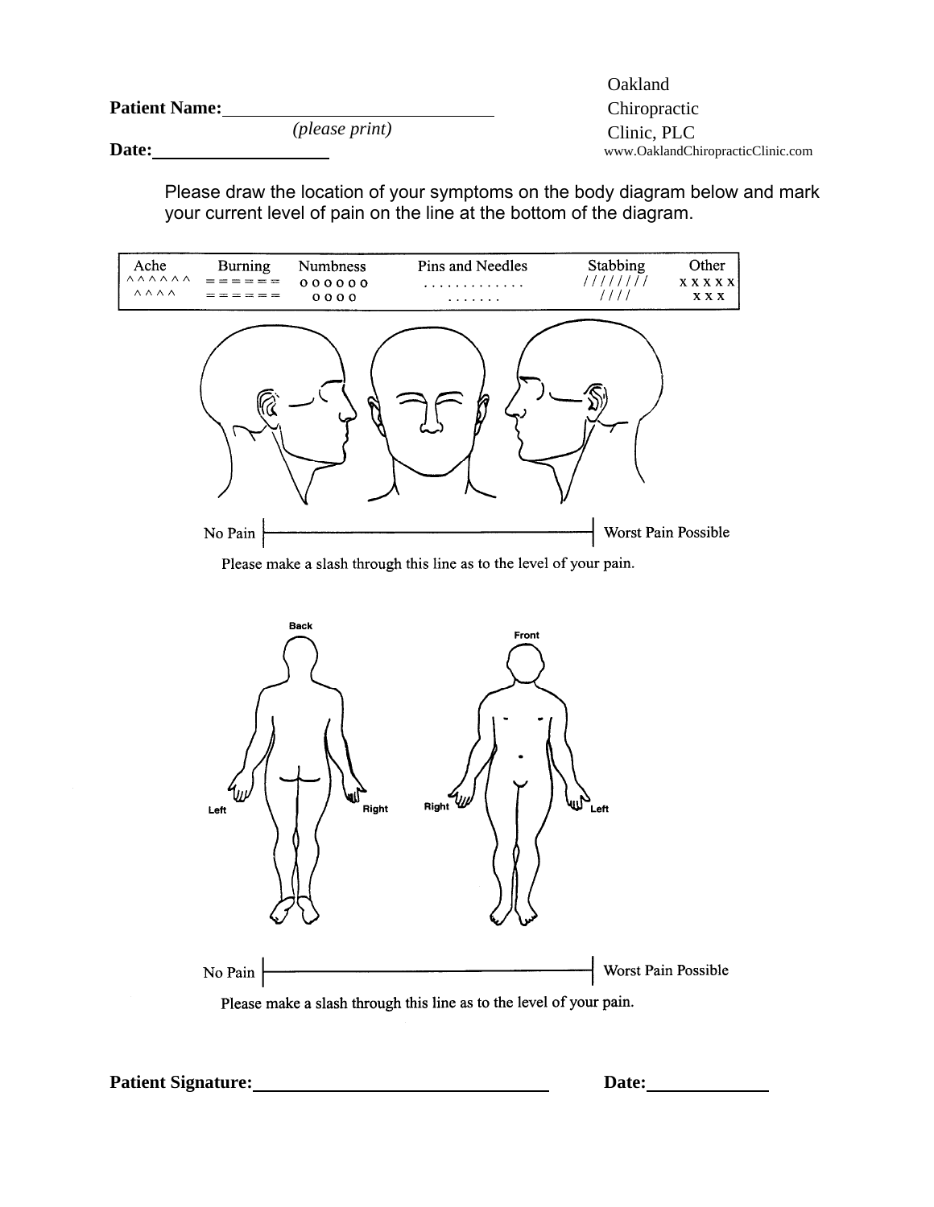Oakland Chiropractic Clinic, PLC
www.OaklandChiropracticClinic.com

**Patient Name:**______________________________
*(please print)*

**Date:**____________________

Please draw the location of your symptoms on the body diagram below and mark your current level of pain on the line at the bottom of the diagram.

| Ache | Burning | Numbness | Pins and Needles | Stabbing | Other |
|---|---|---|---|---|---|
| ^^^^^^ | ====== | oooooo | ............. | //////// | xxxxx |
| ^^^^ | ====== | oooo | ....... | //// | xxx |

No Pain |————————————————| Worst Pain Possible

Please make a slash through this line as to the level of your pain.

Back

Left

Right

Front

Right

Left

No Pain |————————————————| Worst Pain Possible

Please make a slash through this line as to the level of your pain.

**Patient Signature:**________________________________ **Date:**_____________